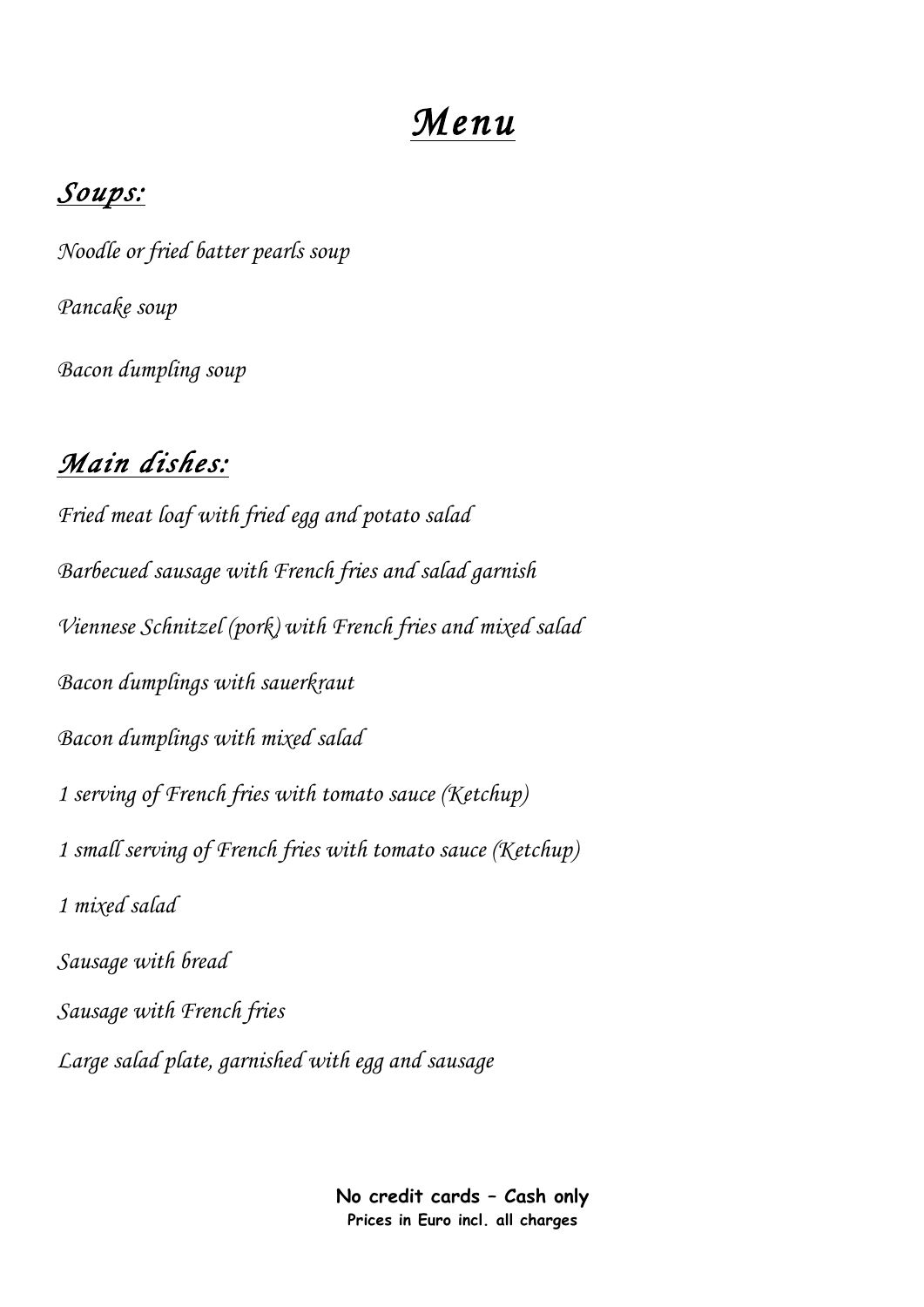# *Menu*

## *Soups:*

*Noodle or fried batter pearls soup*

*Pancake soup*

*Bacon dumpling soup*

## *Main dishes:*

*Fried meat loaf with fried egg and potato salad*

*Barbecued sausage with French fries and salad garnish*

*Viennese Schnitzel (pork) with French fries and mixed salad*

*Bacon dumplings with sauerkraut*

*Bacon dumplings with mixed salad*

*1 serving of French fries with tomato sauce (Ketchup)*

*1 small serving of French fries with tomato sauce (Ketchup)*

*1 mixed salad*

*Sausage with bread*

*Sausage with French fries*

*Large salad plate, garnished with egg and sausage*

**No credit cards – Cash only**
**Prices in Euro incl. all charges**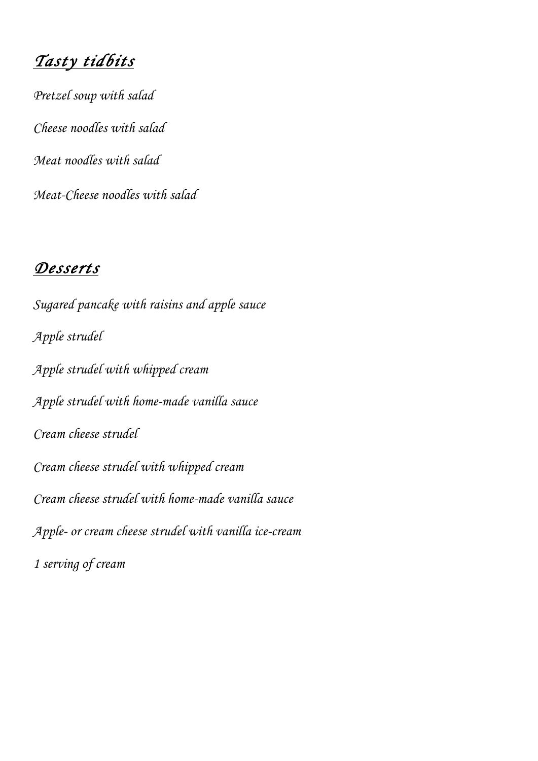## *Tasty tidbits*

*Pretzel soup with salad*

*Cheese noodles with salad*

*Meat noodles with salad*

*Meat-Cheese noodles with salad*

## *Desserts*

*Sugared pancake with raisins and apple sauce*

*Apple strudel*

*Apple strudel with whipped cream*

*Apple strudel with home-made vanilla sauce*

*Cream cheese strudel*

*Cream cheese strudel with whipped cream*

*Cream cheese strudel with home-made vanilla sauce*

*Apple- or cream cheese strudel with vanilla ice-cream*

*1 serving of cream*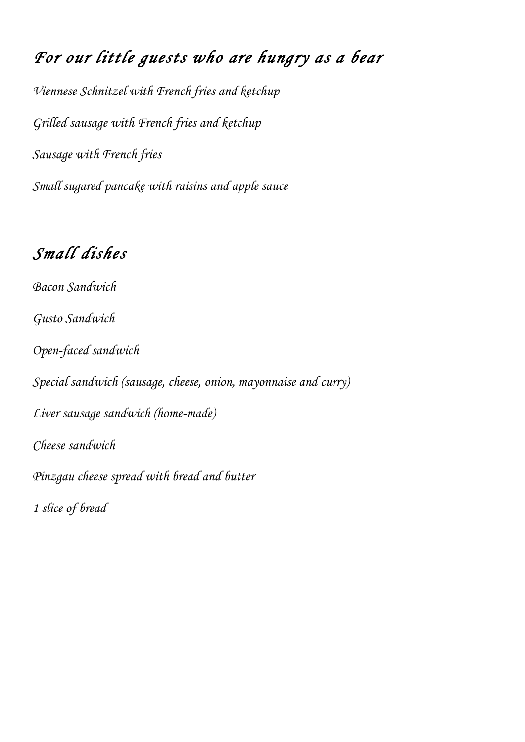## *For our little guests who are hungry as a bear*

*Viennese Schnitzel with French fries and ketchup*

*Grilled sausage with French fries and ketchup*

*Sausage with French fries*

*Small sugared pancake with raisins and apple sauce*

## *Small dishes*

*Bacon Sandwich*

*Gusto Sandwich*

*Open-faced sandwich*

*Special sandwich (sausage, cheese, onion, mayonnaise and curry)*

*Liver sausage sandwich (home-made)*

*Cheese sandwich*

*Pinzgau cheese spread with bread and butter*

*1 slice of bread*